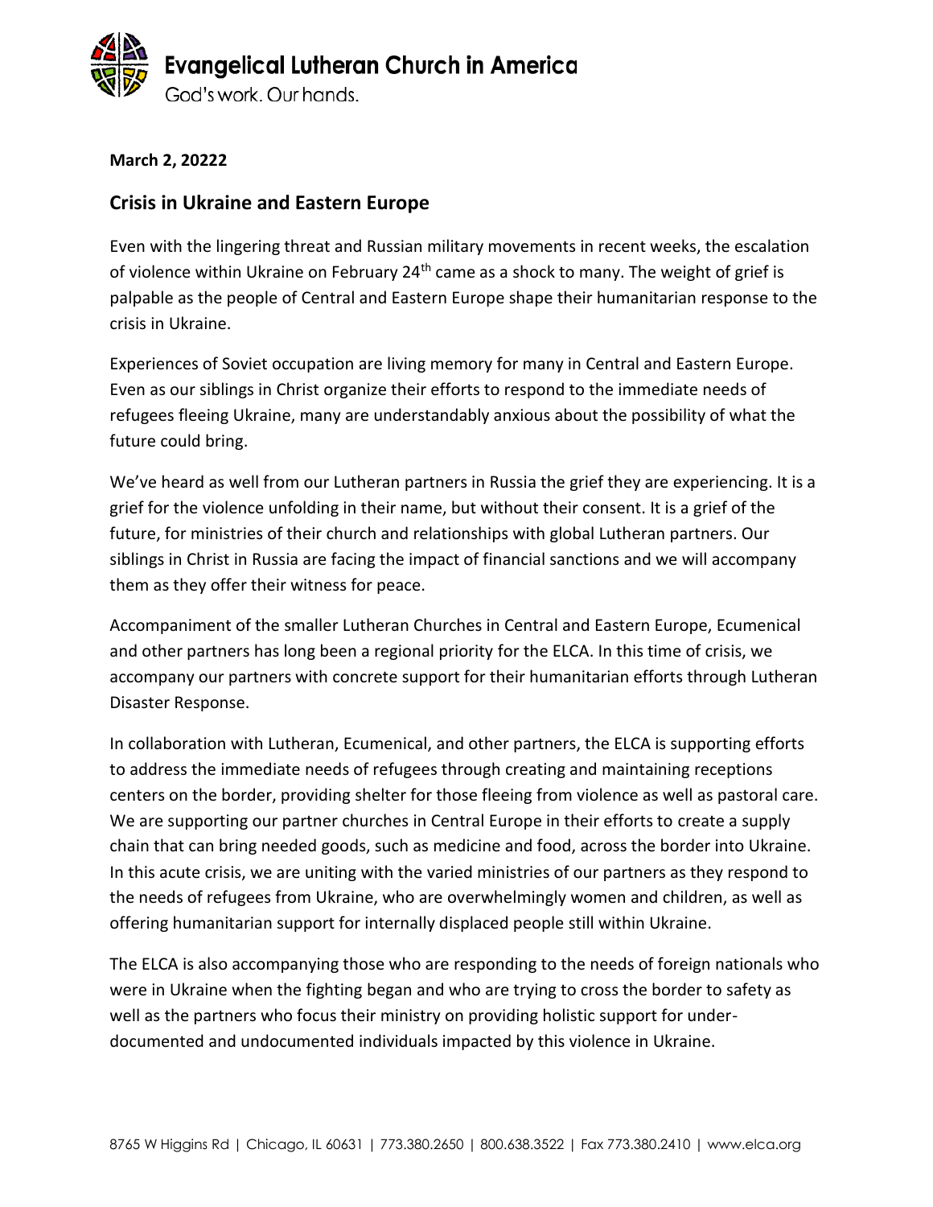# Evangelical Lutheran Church in America

God's work. Our hands.

**March 2, 20222**

## Crisis in Ukraine and Eastern Europe

Even with the lingering threat and Russian military movements in recent weeks, the escalation of violence within Ukraine on February 24th came as a shock to many. The weight of grief is palpable as the people of Central and Eastern Europe shape their humanitarian response to the crisis in Ukraine.

Experiences of Soviet occupation are living memory for many in Central and Eastern Europe. Even as our siblings in Christ organize their efforts to respond to the immediate needs of refugees fleeing Ukraine, many are understandably anxious about the possibility of what the future could bring.

We've heard as well from our Lutheran partners in Russia the grief they are experiencing. It is a grief for the violence unfolding in their name, but without their consent. It is a grief of the future, for ministries of their church and relationships with global Lutheran partners. Our siblings in Christ in Russia are facing the impact of financial sanctions and we will accompany them as they offer their witness for peace.

Accompaniment of the smaller Lutheran Churches in Central and Eastern Europe, Ecumenical and other partners has long been a regional priority for the ELCA. In this time of crisis, we accompany our partners with concrete support for their humanitarian efforts through Lutheran Disaster Response.

In collaboration with Lutheran, Ecumenical, and other partners, the ELCA is supporting efforts to address the immediate needs of refugees through creating and maintaining receptions centers on the border, providing shelter for those fleeing from violence as well as pastoral care. We are supporting our partner churches in Central Europe in their efforts to create a supply chain that can bring needed goods, such as medicine and food, across the border into Ukraine. In this acute crisis, we are uniting with the varied ministries of our partners as they respond to the needs of refugees from Ukraine, who are overwhelmingly women and children, as well as offering humanitarian support for internally displaced people still within Ukraine.

The ELCA is also accompanying those who are responding to the needs of foreign nationals who were in Ukraine when the fighting began and who are trying to cross the border to safety as well as the partners who focus their ministry on providing holistic support for under-documented and undocumented individuals impacted by this violence in Ukraine.

8765 W Higgins Rd | Chicago, IL 60631 | 773.380.2650 | 800.638.3522 | Fax 773.380.2410 | www.elca.org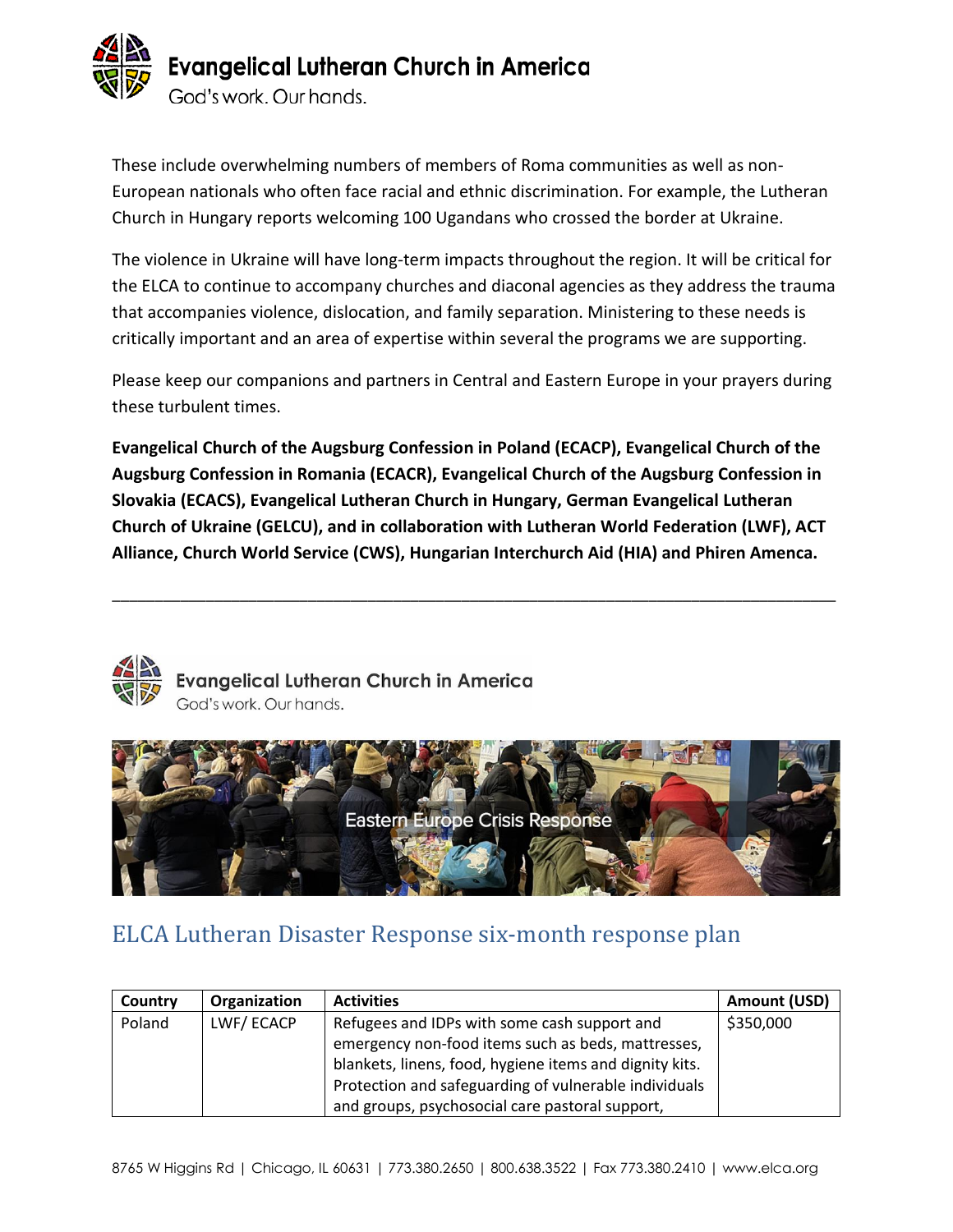These include overwhelming numbers of members of Roma communities as well as non-European nationals who often face racial and ethnic discrimination. For example, the Lutheran Church in Hungary reports welcoming 100 Ugandans who crossed the border at Ukraine.

The violence in Ukraine will have long-term impacts throughout the region. It will be critical for the ELCA to continue to accompany churches and diaconal agencies as they address the trauma that accompanies violence, dislocation, and family separation. Ministering to these needs is critically important and an area of expertise within several the programs we are supporting.

Please keep our companions and partners in Central and Eastern Europe in your prayers during these turbulent times.

**Evangelical Church of the Augsburg Confession in Poland (ECACP), Evangelical Church of the Augsburg Confession in Romania (ECACR), Evangelical Church of the Augsburg Confession in Slovakia (ECACS), Evangelical Lutheran Church in Hungary, German Evangelical Lutheran Church of Ukraine (GELCU), and in collaboration with Lutheran World Federation (LWF), ACT Alliance, Church World Service (CWS), Hungarian Interchurch Aid (HIA) and Phiren Amenca.**

---

Evangelical Lutheran Church in America

God's work. Our hands.

Eastern Europe Crisis Response

## ELCA Lutheran Disaster Response six-month response plan

| Country | Organization | Activities | Amount (USD) |
|---|---|---|---|
| Poland | LWF/ ECACP | Refugees and IDPs with some cash support and emergency non-food items such as beds, mattresses, blankets, linens, food, hygiene items and dignity kits. Protection and safeguarding of vulnerable individuals and groups, psychosocial care pastoral support, | $350,000 |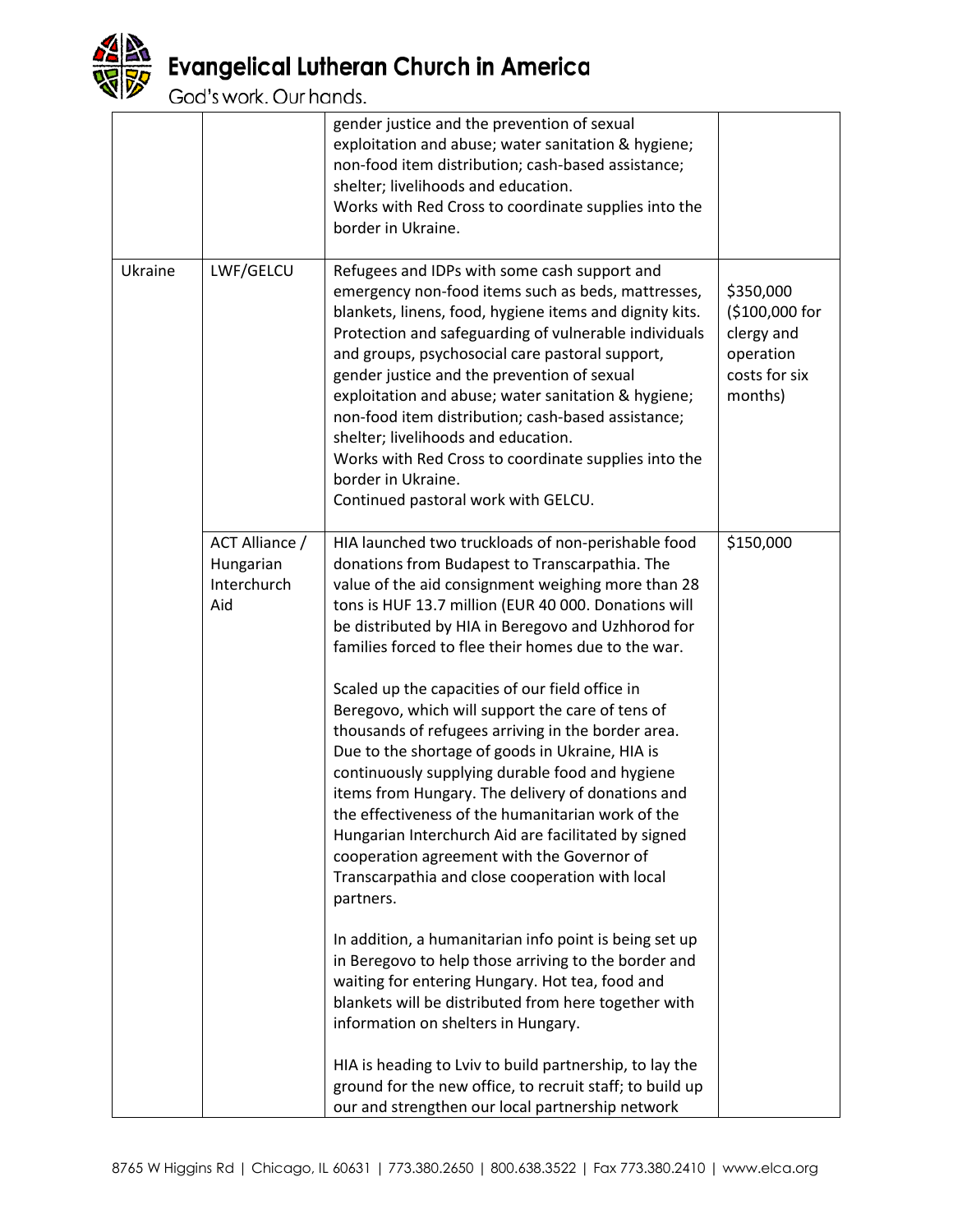| | | | |
|---|---|---|---|
| | | gender justice and the prevention of sexual exploitation and abuse; water sanitation & hygiene; non-food item distribution; cash-based assistance; shelter; livelihoods and education.<br>Works with Red Cross to coordinate supplies into the border in Ukraine. | |
| Ukraine | LWF/GELCU | Refugees and IDPs with some cash support and emergency non-food items such as beds, mattresses, blankets, linens, food, hygiene items and dignity kits. Protection and safeguarding of vulnerable individuals and groups, psychosocial care pastoral support, gender justice and the prevention of sexual exploitation and abuse; water sanitation & hygiene; non-food item distribution; cash-based assistance; shelter; livelihoods and education.<br>Works with Red Cross to coordinate supplies into the border in Ukraine.<br>Continued pastoral work with GELCU. | $350,000 ($100,000 for clergy and operation costs for six months) |
| | ACT Alliance / Hungarian Interchurch Aid | HIA launched two truckloads of non-perishable food donations from Budapest to Transcarpathia. The value of the aid consignment weighing more than 28 tons is HUF 13.7 million (EUR 40 000. Donations will be distributed by HIA in Beregovo and Uzhhorod for families forced to flee their homes due to the war.<br><br>Scaled up the capacities of our field office in Beregovo, which will support the care of tens of thousands of refugees arriving in the border area. Due to the shortage of goods in Ukraine, HIA is continuously supplying durable food and hygiene items from Hungary. The delivery of donations and the effectiveness of the humanitarian work of the Hungarian Interchurch Aid are facilitated by signed cooperation agreement with the Governor of Transcarpathia and close cooperation with local partners.<br><br>In addition, a humanitarian info point is being set up in Beregovo to help those arriving to the border and waiting for entering Hungary. Hot tea, food and blankets will be distributed from here together with information on shelters in Hungary.<br><br>HIA is heading to Lviv to build partnership, to lay the ground for the new office, to recruit staff; to build up our and strengthen our local partnership network | $150,000 |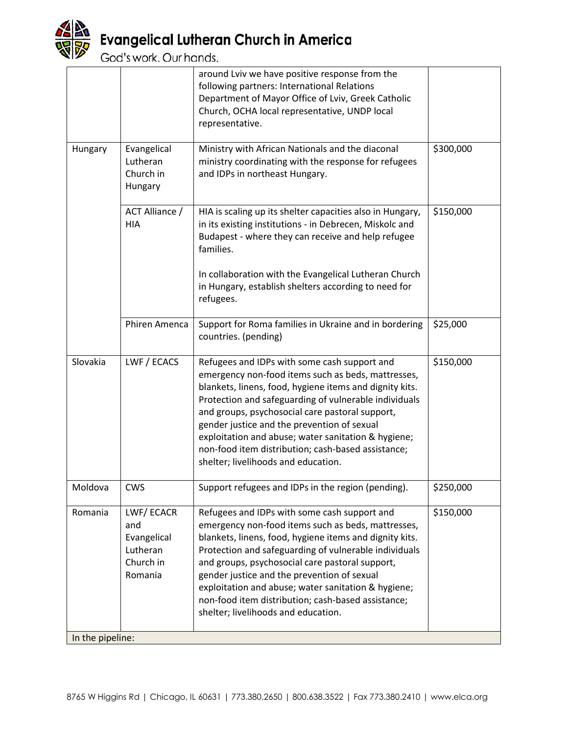| | | around Lviv we have positive response from the following partners: International Relations Department of Mayor Office of Lviv, Greek Catholic Church, OCHA local representative, UNDP local representative. | |
|---|---|---|---|
| Hungary | Evangelical Lutheran Church in Hungary | Ministry with African Nationals and the diaconal ministry coordinating with the response for refugees and IDPs in northeast Hungary. | $300,000 |
| | ACT Alliance / HIA | HIA is scaling up its shelter capacities also in Hungary, in its existing institutions - in Debrecen, Miskolc and Budapest - where they can receive and help refugee families.<br><br>In collaboration with the Evangelical Lutheran Church in Hungary, establish shelters according to need for refugees. | $150,000 |
| | Phiren Amenca | Support for Roma families in Ukraine and in bordering countries. (pending) | $25,000 |
| Slovakia | LWF / ECACS | Refugees and IDPs with some cash support and emergency non-food items such as beds, mattresses, blankets, linens, food, hygiene items and dignity kits. Protection and safeguarding of vulnerable individuals and groups, psychosocial care pastoral support, gender justice and the prevention of sexual exploitation and abuse; water sanitation & hygiene; non-food item distribution; cash-based assistance; shelter; livelihoods and education. | $150,000 |
| Moldova | CWS | Support refugees and IDPs in the region (pending). | $250,000 |
| Romania | LWF/ ECACR and Evangelical Lutheran Church in Romania | Refugees and IDPs with some cash support and emergency non-food items such as beds, mattresses, blankets, linens, food, hygiene items and dignity kits. Protection and safeguarding of vulnerable individuals and groups, psychosocial care pastoral support, gender justice and the prevention of sexual exploitation and abuse; water sanitation & hygiene; non-food item distribution; cash-based assistance; shelter; livelihoods and education. | $150,000 |
| In the pipeline: | | | |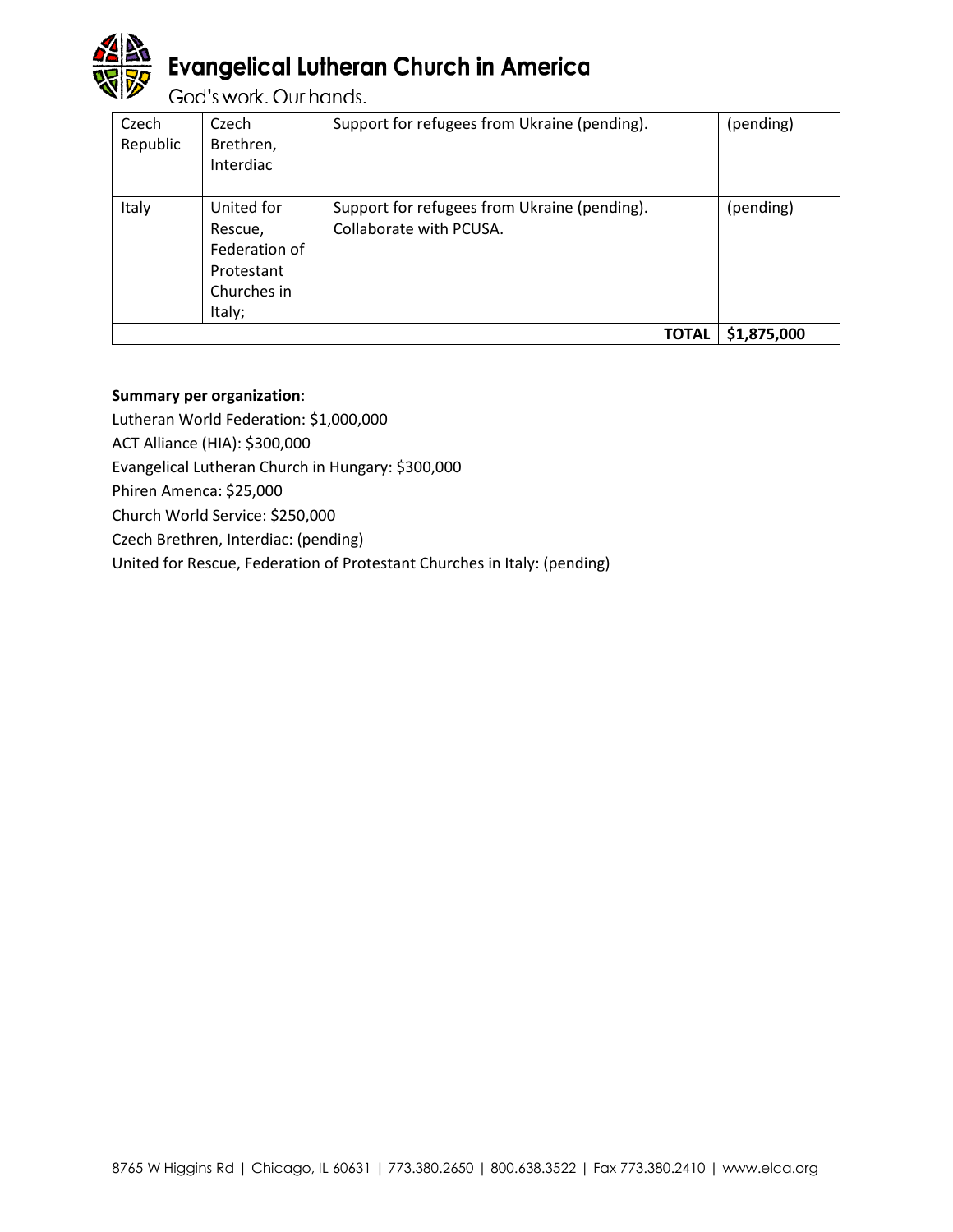| | | | |
|---|---|---|---|
| Czech Republic | Czech Brethren, Interdiac | Support for refugees from Ukraine (pending). | (pending) |
| Italy | United for Rescue, Federation of Protestant Churches in Italy; | Support for refugees from Ukraine (pending). Collaborate with PCUSA. | (pending) |
| | | **TOTAL** | **$1,875,000** |

**Summary per organization**:

Lutheran World Federation: $1,000,000

ACT Alliance (HIA): $300,000

Evangelical Lutheran Church in Hungary: $300,000

Phiren Amenca: $25,000

Church World Service: $250,000

Czech Brethren, Interdiac: (pending)

United for Rescue, Federation of Protestant Churches in Italy: (pending)